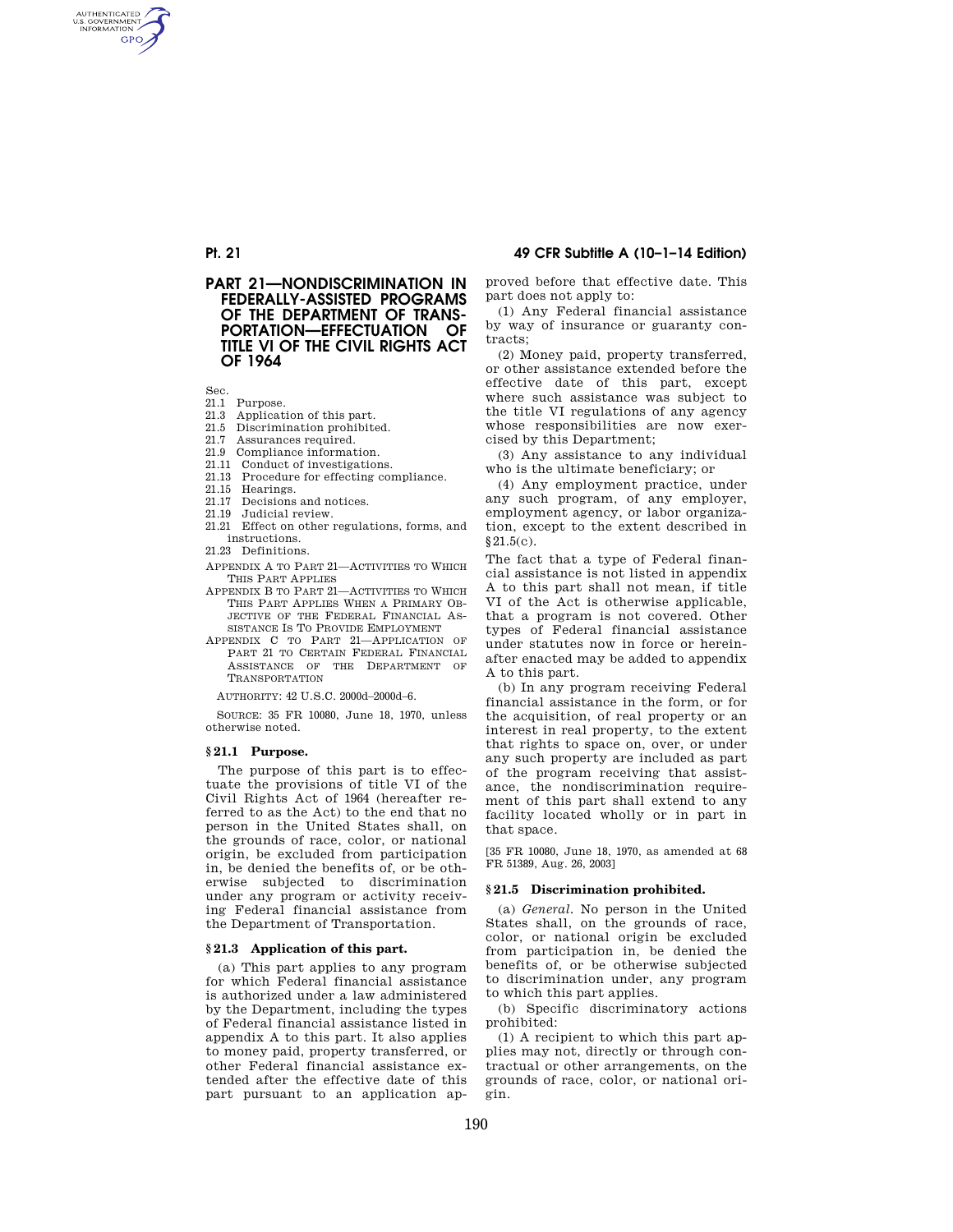# PART 21—NONDISCRIMINATION IN FEDERALLY-ASSISTED PROGRAMS OF THE DEPARTMENT OF TRANSPORTATION—EFFECTUATION OF TITLE VI OF THE CIVIL RIGHTS ACT OF 1964

Sec.

21.1 Purpose.
21.3 Application of this part.
21.5 Discrimination prohibited.
21.7 Assurances required.
21.9 Compliance information.
21.11 Conduct of investigations.
21.13 Procedure for effecting compliance.
21.15 Hearings.
21.17 Decisions and notices.
21.19 Judicial review.
21.21 Effect on other regulations, forms, and instructions.
21.23 Definitions.

APPENDIX A TO PART 21—ACTIVITIES TO WHICH THIS PART APPLIES

APPENDIX B TO PART 21—ACTIVITIES TO WHICH THIS PART APPLIES WHEN A PRIMARY OBJECTIVE OF THE FEDERAL FINANCIAL ASSISTANCE IS TO PROVIDE EMPLOYMENT

APPENDIX C TO PART 21—APPLICATION OF PART 21 TO CERTAIN FEDERAL FINANCIAL ASSISTANCE OF THE DEPARTMENT OF TRANSPORTATION

AUTHORITY: 42 U.S.C. 2000d–2000d–6.

SOURCE: 35 FR 10080, June 18, 1970, unless otherwise noted.

## § 21.1 Purpose.

The purpose of this part is to effectuate the provisions of title VI of the Civil Rights Act of 1964 (hereafter referred to as the Act) to the end that no person in the United States shall, on the grounds of race, color, or national origin, be excluded from participation in, be denied the benefits of, or be otherwise subjected to discrimination under any program or activity receiving Federal financial assistance from the Department of Transportation.

## § 21.3 Application of this part.

(a) This part applies to any program for which Federal financial assistance is authorized under a law administered by the Department, including the types of Federal financial assistance listed in appendix A to this part. It also applies to money paid, property transferred, or other Federal financial assistance extended after the effective date of this part pursuant to an application approved before that effective date. This part does not apply to:

(1) Any Federal financial assistance by way of insurance or guaranty contracts;

(2) Money paid, property transferred, or other assistance extended before the effective date of this part, except where such assistance was subject to the title VI regulations of any agency whose responsibilities are now exercised by this Department;

(3) Any assistance to any individual who is the ultimate beneficiary; or

(4) Any employment practice, under any such program, of any employer, employment agency, or labor organization, except to the extent described in §21.5(c).

The fact that a type of Federal financial assistance is not listed in appendix A to this part shall not mean, if title VI of the Act is otherwise applicable, that a program is not covered. Other types of Federal financial assistance under statutes now in force or hereinafter enacted may be added to appendix A to this part.

(b) In any program receiving Federal financial assistance in the form, or for the acquisition, of real property or an interest in real property, to the extent that rights to space on, over, or under any such property are included as part of the program receiving that assistance, the nondiscrimination requirement of this part shall extend to any facility located wholly or in part in that space.

[35 FR 10080, June 18, 1970, as amended at 68 FR 51389, Aug. 26, 2003]

## § 21.5 Discrimination prohibited.

(a) *General.* No person in the United States shall, on the grounds of race, color, or national origin be excluded from participation in, be denied the benefits of, or be otherwise subjected to discrimination under, any program to which this part applies.

(b) Specific discriminatory actions prohibited:

(1) A recipient to which this part applies may not, directly or through contractual or other arrangements, on the grounds of race, color, or national origin.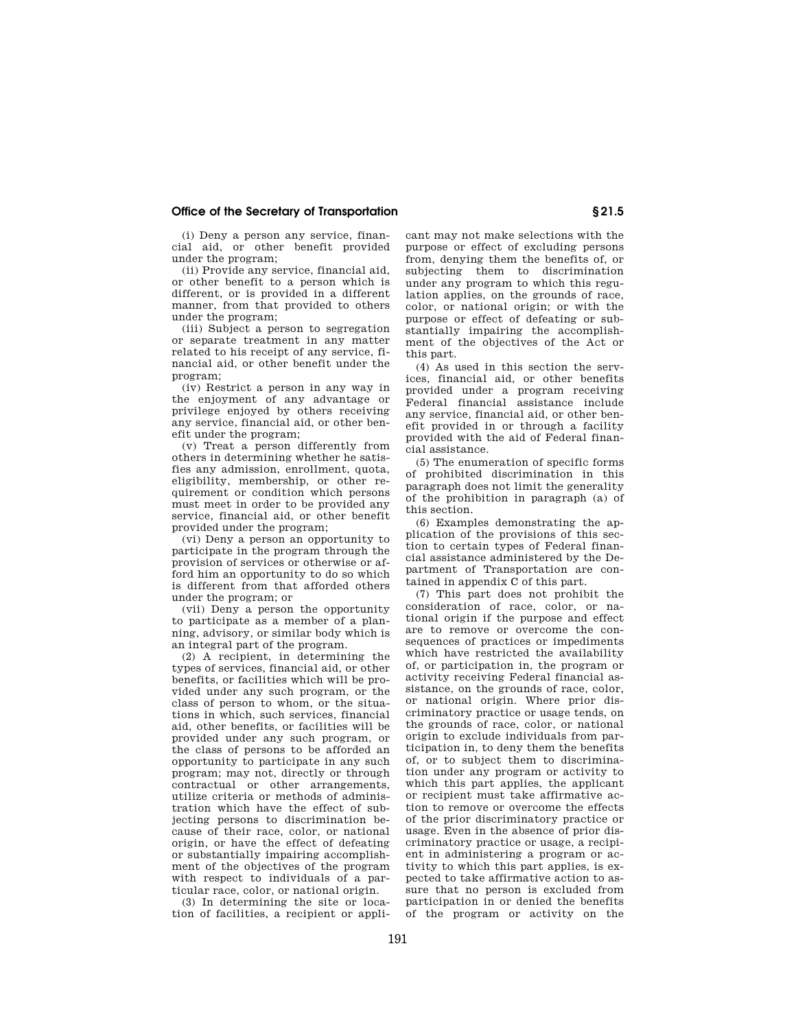(i) Deny a person any service, financial aid, or other benefit provided under the program;

(ii) Provide any service, financial aid, or other benefit to a person which is different, or is provided in a different manner, from that provided to others under the program;

(iii) Subject a person to segregation or separate treatment in any matter related to his receipt of any service, financial aid, or other benefit under the program;

(iv) Restrict a person in any way in the enjoyment of any advantage or privilege enjoyed by others receiving any service, financial aid, or other benefit under the program;

(v) Treat a person differently from others in determining whether he satisfies any admission, enrollment, quota, eligibility, membership, or other requirement or condition which persons must meet in order to be provided any service, financial aid, or other benefit provided under the program;

(vi) Deny a person an opportunity to participate in the program through the provision of services or otherwise or afford him an opportunity to do so which is different from that afforded others under the program; or

(vii) Deny a person the opportunity to participate as a member of a planning, advisory, or similar body which is an integral part of the program.

(2) A recipient, in determining the types of services, financial aid, or other benefits, or facilities which will be provided under any such program, or the class of person to whom, or the situations in which, such services, financial aid, other benefits, or facilities will be provided under any such program, or the class of persons to be afforded an opportunity to participate in any such program; may not, directly or through contractual or other arrangements, utilize criteria or methods of administration which have the effect of subjecting persons to discrimination because of their race, color, or national origin, or have the effect of defeating or substantially impairing accomplishment of the objectives of the program with respect to individuals of a particular race, color, or national origin.

(3) In determining the site or location of facilities, a recipient or applicant may not make selections with the purpose or effect of excluding persons from, denying them the benefits of, or subjecting them to discrimination under any program to which this regulation applies, on the grounds of race, color, or national origin; or with the purpose or effect of defeating or substantially impairing the accomplishment of the objectives of the Act or this part.

(4) As used in this section the services, financial aid, or other benefits provided under a program receiving Federal financial assistance include any service, financial aid, or other benefit provided in or through a facility provided with the aid of Federal financial assistance.

(5) The enumeration of specific forms of prohibited discrimination in this paragraph does not limit the generality of the prohibition in paragraph (a) of this section.

(6) Examples demonstrating the application of the provisions of this section to certain types of Federal financial assistance administered by the Department of Transportation are contained in appendix C of this part.

(7) This part does not prohibit the consideration of race, color, or national origin if the purpose and effect are to remove or overcome the consequences of practices or impediments which have restricted the availability of, or participation in, the program or activity receiving Federal financial assistance, on the grounds of race, color, or national origin. Where prior discriminatory practice or usage tends, on the grounds of race, color, or national origin to exclude individuals from participation in, to deny them the benefits of, or to subject them to discrimination under any program or activity to which this part applies, the applicant or recipient must take affirmative action to remove or overcome the effects of the prior discriminatory practice or usage. Even in the absence of prior discriminatory practice or usage, a recipient in administering a program or activity to which this part applies, is expected to take affirmative action to assure that no person is excluded from participation in or denied the benefits of the program or activity on the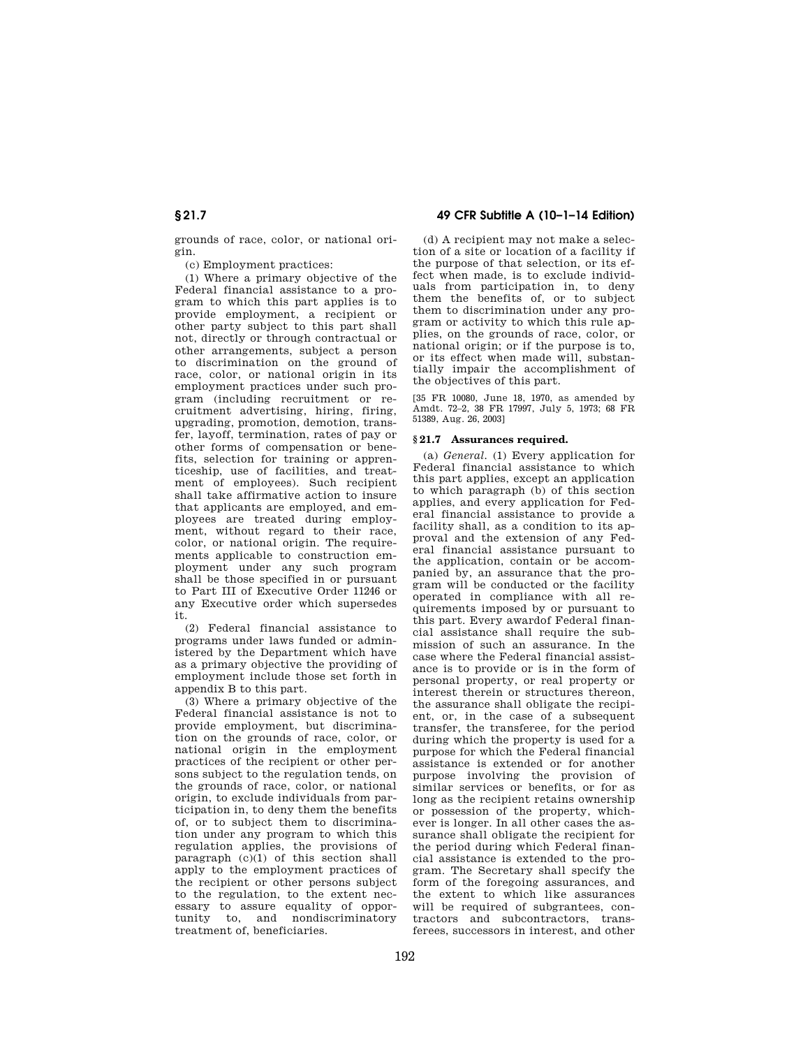grounds of race, color, or national origin.

(c) Employment practices:

(1) Where a primary objective of the Federal financial assistance to a program to which this part applies is to provide employment, a recipient or other party subject to this part shall not, directly or through contractual or other arrangements, subject a person to discrimination on the ground of race, color, or national origin in its employment practices under such program (including recruitment or recruitment advertising, hiring, firing, upgrading, promotion, demotion, transfer, layoff, termination, rates of pay or other forms of compensation or benefits, selection for training or apprenticeship, use of facilities, and treatment of employees). Such recipient shall take affirmative action to insure that applicants are employed, and employees are treated during employment, without regard to their race, color, or national origin. The requirements applicable to construction employment under any such program shall be those specified in or pursuant to Part III of Executive Order 11246 or any Executive order which supersedes it.

(2) Federal financial assistance to programs under laws funded or administered by the Department which have as a primary objective the providing of employment include those set forth in appendix B to this part.

(3) Where a primary objective of the Federal financial assistance is not to provide employment, but discrimination on the grounds of race, color, or national origin in the employment practices of the recipient or other persons subject to the regulation tends, on the grounds of race, color, or national origin, to exclude individuals from participation in, to deny them the benefits of, or to subject them to discrimination under any program to which this regulation applies, the provisions of paragraph (c)(1) of this section shall apply to the employment practices of the recipient or other persons subject to the regulation, to the extent necessary to assure equality of opportunity to, and nondiscriminatory treatment of, beneficiaries.

(d) A recipient may not make a selection of a site or location of a facility if the purpose of that selection, or its effect when made, is to exclude individuals from participation in, to deny them the benefits of, or to subject them to discrimination under any program or activity to which this rule applies, on the grounds of race, color, or national origin; or if the purpose is to, or its effect when made will, substantially impair the accomplishment of the objectives of this part.

[35 FR 10080, June 18, 1970, as amended by Amdt. 72–2, 38 FR 17997, July 5, 1973; 68 FR 51389, Aug. 26, 2003]

### § 21.7 Assurances required.

(a) *General.* (1) Every application for Federal financial assistance to which this part applies, except an application to which paragraph (b) of this section applies, and every application for Federal financial assistance to provide a facility shall, as a condition to its approval and the extension of any Federal financial assistance pursuant to the application, contain or be accompanied by, an assurance that the program will be conducted or the facility operated in compliance with all requirements imposed by or pursuant to this part. Every awardof Federal financial assistance shall require the submission of such an assurance. In the case where the Federal financial assistance is to provide or is in the form of personal property, or real property or interest therein or structures thereon, the assurance shall obligate the recipient, or, in the case of a subsequent transfer, the transferee, for the period during which the property is used for a purpose for which the Federal financial assistance is extended or for another purpose involving the provision of similar services or benefits, or for as long as the recipient retains ownership or possession of the property, whichever is longer. In all other cases the assurance shall obligate the recipient for the period during which Federal financial assistance is extended to the program. The Secretary shall specify the form of the foregoing assurances, and the extent to which like assurances will be required of subgrantees, contractors and subcontractors, transferees, successors in interest, and other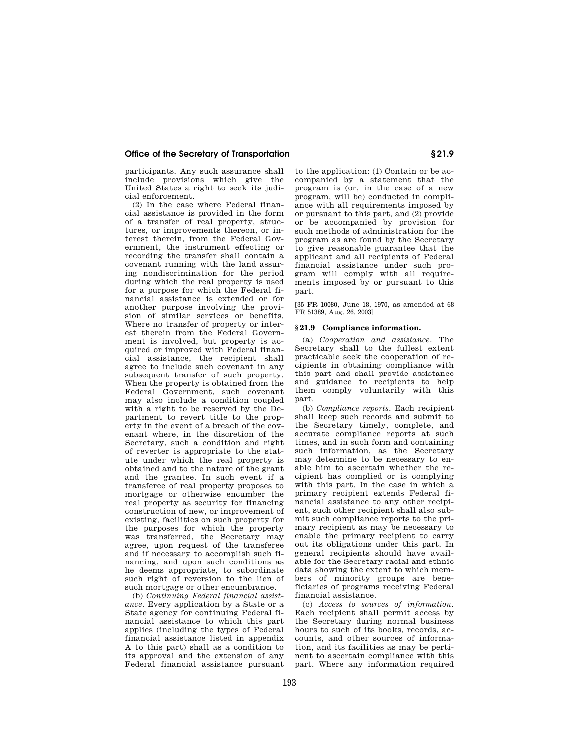participants. Any such assurance shall include provisions which give the United States a right to seek its judicial enforcement.

(2) In the case where Federal financial assistance is provided in the form of a transfer of real property, structures, or improvements thereon, or interest therein, from the Federal Government, the instrument effecting or recording the transfer shall contain a covenant running with the land assuring nondiscrimination for the period during which the real property is used for a purpose for which the Federal financial assistance is extended or for another purpose involving the provision of similar services or benefits. Where no transfer of property or interest therein from the Federal Government is involved, but property is acquired or improved with Federal financial assistance, the recipient shall agree to include such covenant in any subsequent transfer of such property. When the property is obtained from the Federal Government, such covenant may also include a condition coupled with a right to be reserved by the Department to revert title to the property in the event of a breach of the covenant where, in the discretion of the Secretary, such a condition and right of reverter is appropriate to the statute under which the real property is obtained and to the nature of the grant and the grantee. In such event if a transferee of real property proposes to mortgage or otherwise encumber the real property as security for financing construction of new, or improvement of existing, facilities on such property for the purposes for which the property was transferred, the Secretary may agree, upon request of the transferee and if necessary to accomplish such financing, and upon such conditions as he deems appropriate, to subordinate such right of reversion to the lien of such mortgage or other encumbrance.

(b) *Continuing Federal financial assistance.* Every application by a State or a State agency for continuing Federal financial assistance to which this part applies (including the types of Federal financial assistance listed in appendix A to this part) shall as a condition to its approval and the extension of any Federal financial assistance pursuant to the application: (1) Contain or be accompanied by a statement that the program is (or, in the case of a new program, will be) conducted in compliance with all requirements imposed by or pursuant to this part, and (2) provide or be accompanied by provision for such methods of administration for the program as are found by the Secretary to give reasonable guarantee that the applicant and all recipients of Federal financial assistance under such program will comply with all requirements imposed by or pursuant to this part.

[35 FR 10080, June 18, 1970, as amended at 68 FR 51389, Aug. 26, 2003]

### § 21.9 Compliance information.

(a) *Cooperation and assistance.* The Secretary shall to the fullest extent practicable seek the cooperation of recipients in obtaining compliance with this part and shall provide assistance and guidance to recipients to help them comply voluntarily with this part.

(b) *Compliance reports.* Each recipient shall keep such records and submit to the Secretary timely, complete, and accurate compliance reports at such times, and in such form and containing such information, as the Secretary may determine to be necessary to enable him to ascertain whether the recipient has complied or is complying with this part. In the case in which a primary recipient extends Federal financial assistance to any other recipient, such other recipient shall also submit such compliance reports to the primary recipient as may be necessary to enable the primary recipient to carry out its obligations under this part. In general recipients should have available for the Secretary racial and ethnic data showing the extent to which members of minority groups are beneficiaries of programs receiving Federal financial assistance.

(c) *Access to sources of information.* Each recipient shall permit access by the Secretary during normal business hours to such of its books, records, accounts, and other sources of information, and its facilities as may be pertinent to ascertain compliance with this part. Where any information required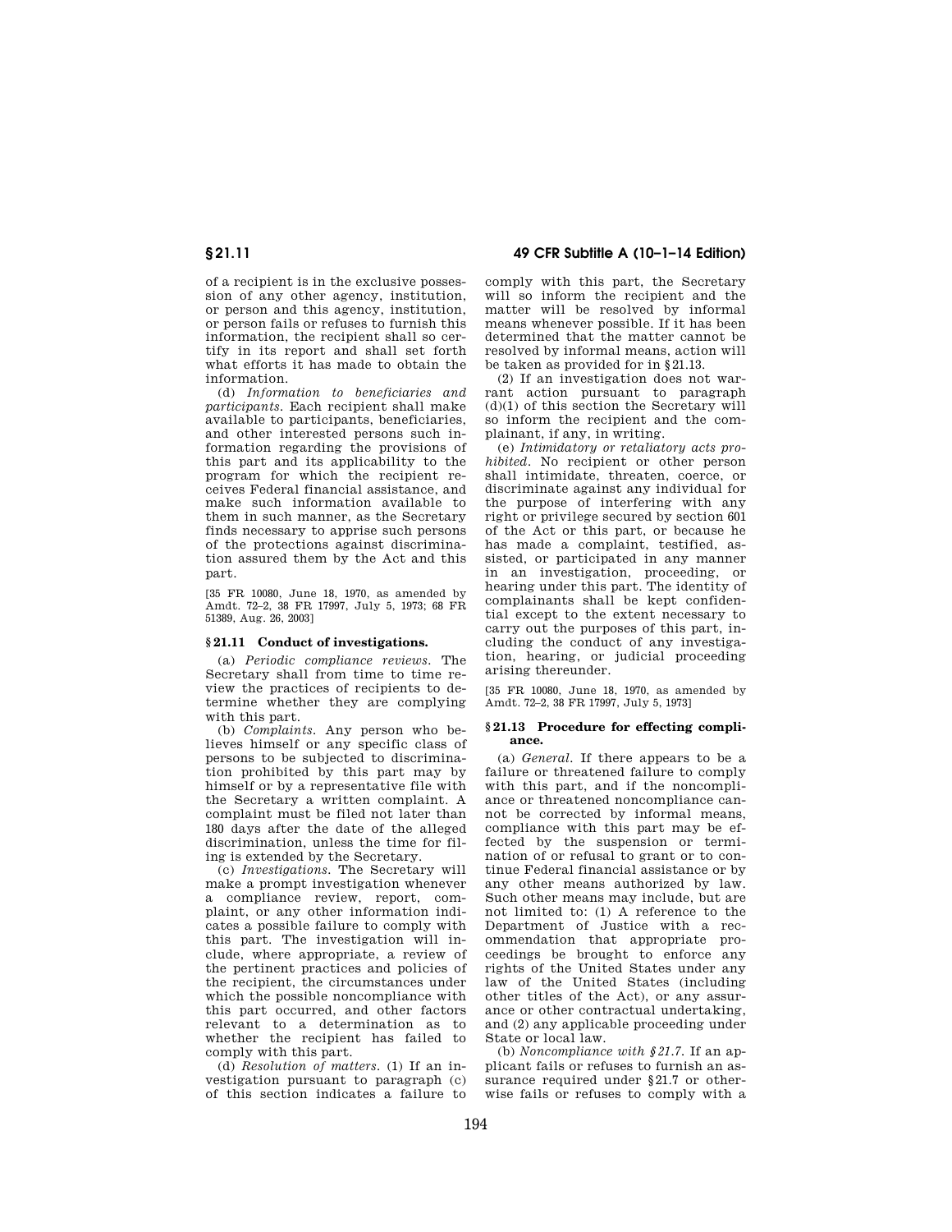of a recipient is in the exclusive possession of any other agency, institution, or person and this agency, institution, or person fails or refuses to furnish this information, the recipient shall so certify in its report and shall set forth what efforts it has made to obtain the information.

(d) *Information to beneficiaries and participants.* Each recipient shall make available to participants, beneficiaries, and other interested persons such information regarding the provisions of this part and its applicability to the program for which the recipient receives Federal financial assistance, and make such information available to them in such manner, as the Secretary finds necessary to apprise such persons of the protections against discrimination assured them by the Act and this part.

[35 FR 10080, June 18, 1970, as amended by Amdt. 72–2, 38 FR 17997, July 5, 1973; 68 FR 51389, Aug. 26, 2003]

### § 21.11 Conduct of investigations.

(a) *Periodic compliance reviews.* The Secretary shall from time to time review the practices of recipients to determine whether they are complying with this part.

(b) *Complaints.* Any person who believes himself or any specific class of persons to be subjected to discrimination prohibited by this part may by himself or by a representative file with the Secretary a written complaint. A complaint must be filed not later than 180 days after the date of the alleged discrimination, unless the time for filing is extended by the Secretary.

(c) *Investigations.* The Secretary will make a prompt investigation whenever a compliance review, report, complaint, or any other information indicates a possible failure to comply with this part. The investigation will include, where appropriate, a review of the pertinent practices and policies of the recipient, the circumstances under which the possible noncompliance with this part occurred, and other factors relevant to a determination as to whether the recipient has failed to comply with this part.

(d) *Resolution of matters.* (1) If an investigation pursuant to paragraph (c) of this section indicates a failure to comply with this part, the Secretary will so inform the recipient and the matter will be resolved by informal means whenever possible. If it has been determined that the matter cannot be resolved by informal means, action will be taken as provided for in §21.13.

(2) If an investigation does not warrant action pursuant to paragraph (d)(1) of this section the Secretary will so inform the recipient and the complainant, if any, in writing.

(e) *Intimidatory or retaliatory acts prohibited.* No recipient or other person shall intimidate, threaten, coerce, or discriminate against any individual for the purpose of interfering with any right or privilege secured by section 601 of the Act or this part, or because he has made a complaint, testified, assisted, or participated in any manner in an investigation, proceeding, or hearing under this part. The identity of complainants shall be kept confidential except to the extent necessary to carry out the purposes of this part, including the conduct of any investigation, hearing, or judicial proceeding arising thereunder.

[35 FR 10080, June 18, 1970, as amended by Amdt. 72–2, 38 FR 17997, July 5, 1973]

### § 21.13 Procedure for effecting compliance.

(a) *General.* If there appears to be a failure or threatened failure to comply with this part, and if the noncompliance or threatened noncompliance cannot be corrected by informal means, compliance with this part may be effected by the suspension or termination of or refusal to grant or to continue Federal financial assistance or by any other means authorized by law. Such other means may include, but are not limited to: (1) A reference to the Department of Justice with a recommendation that appropriate proceedings be brought to enforce any rights of the United States under any law of the United States (including other titles of the Act), or any assurance or other contractual undertaking, and (2) any applicable proceeding under State or local law.

(b) *Noncompliance with §21.7.* If an applicant fails or refuses to furnish an assurance required under §21.7 or otherwise fails or refuses to comply with a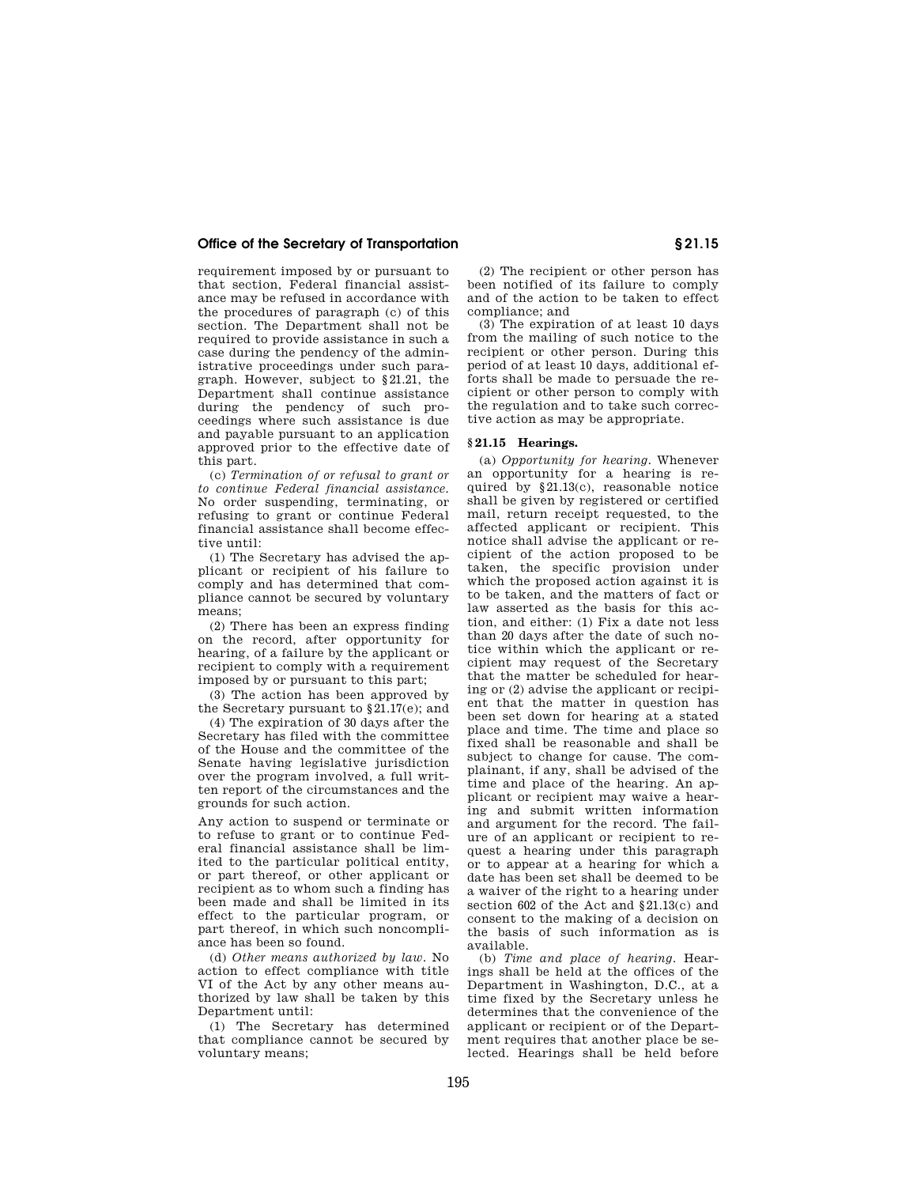requirement imposed by or pursuant to that section, Federal financial assistance may be refused in accordance with the procedures of paragraph (c) of this section. The Department shall not be required to provide assistance in such a case during the pendency of the administrative proceedings under such paragraph. However, subject to §21.21, the Department shall continue assistance during the pendency of such proceedings where such assistance is due and payable pursuant to an application approved prior to the effective date of this part.

(c) *Termination of or refusal to grant or to continue Federal financial assistance.* No order suspending, terminating, or refusing to grant or continue Federal financial assistance shall become effective until:

(1) The Secretary has advised the applicant or recipient of his failure to comply and has determined that compliance cannot be secured by voluntary means;

(2) There has been an express finding on the record, after opportunity for hearing, of a failure by the applicant or recipient to comply with a requirement imposed by or pursuant to this part;

(3) The action has been approved by the Secretary pursuant to §21.17(e); and

(4) The expiration of 30 days after the Secretary has filed with the committee of the House and the committee of the Senate having legislative jurisdiction over the program involved, a full written report of the circumstances and the grounds for such action.

Any action to suspend or terminate or to refuse to grant or to continue Federal financial assistance shall be limited to the particular political entity, or part thereof, or other applicant or recipient as to whom such a finding has been made and shall be limited in its effect to the particular program, or part thereof, in which such noncompliance has been so found.

(d) *Other means authorized by law.* No action to effect compliance with title VI of the Act by any other means authorized by law shall be taken by this Department until:

(1) The Secretary has determined that compliance cannot be secured by voluntary means;

(2) The recipient or other person has been notified of its failure to comply and of the action to be taken to effect compliance; and

(3) The expiration of at least 10 days from the mailing of such notice to the recipient or other person. During this period of at least 10 days, additional efforts shall be made to persuade the recipient or other person to comply with the regulation and to take such corrective action as may be appropriate.

## §21.15 Hearings.

(a) *Opportunity for hearing.* Whenever an opportunity for a hearing is required by §21.13(c), reasonable notice shall be given by registered or certified mail, return receipt requested, to the affected applicant or recipient. This notice shall advise the applicant or recipient of the action proposed to be taken, the specific provision under which the proposed action against it is to be taken, and the matters of fact or law asserted as the basis for this action, and either: (1) Fix a date not less than 20 days after the date of such notice within which the applicant or recipient may request of the Secretary that the matter be scheduled for hearing or (2) advise the applicant or recipient that the matter in question has been set down for hearing at a stated place and time. The time and place so fixed shall be reasonable and shall be subject to change for cause. The complainant, if any, shall be advised of the time and place of the hearing. An applicant or recipient may waive a hearing and submit written information and argument for the record. The failure of an applicant or recipient to request a hearing under this paragraph or to appear at a hearing for which a date has been set shall be deemed to be a waiver of the right to a hearing under section 602 of the Act and §21.13(c) and consent to the making of a decision on the basis of such information as is available.

(b) *Time and place of hearing.* Hearings shall be held at the offices of the Department in Washington, D.C., at a time fixed by the Secretary unless he determines that the convenience of the applicant or recipient or of the Department requires that another place be selected. Hearings shall be held before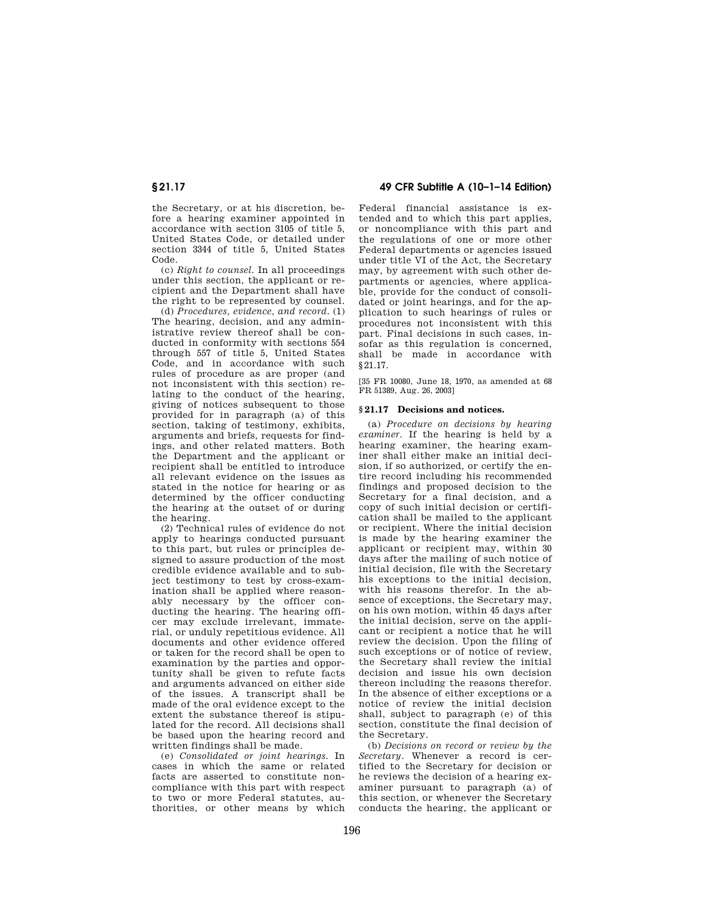the Secretary, or at his discretion, before a hearing examiner appointed in accordance with section 3105 of title 5, United States Code, or detailed under section 3344 of title 5, United States Code.

(c) *Right to counsel.* In all proceedings under this section, the applicant or recipient and the Department shall have the right to be represented by counsel.

(d) *Procedures, evidence, and record.* (1) The hearing, decision, and any administrative review thereof shall be conducted in conformity with sections 554 through 557 of title 5, United States Code, and in accordance with such rules of procedure as are proper (and not inconsistent with this section) relating to the conduct of the hearing, giving of notices subsequent to those provided for in paragraph (a) of this section, taking of testimony, exhibits, arguments and briefs, requests for findings, and other related matters. Both the Department and the applicant or recipient shall be entitled to introduce all relevant evidence on the issues as stated in the notice for hearing or as determined by the officer conducting the hearing at the outset of or during the hearing.

(2) Technical rules of evidence do not apply to hearings conducted pursuant to this part, but rules or principles designed to assure production of the most credible evidence available and to subject testimony to test by cross-examination shall be applied where reasonably necessary by the officer conducting the hearing. The hearing officer may exclude irrelevant, immaterial, or unduly repetitious evidence. All documents and other evidence offered or taken for the record shall be open to examination by the parties and opportunity shall be given to refute facts and arguments advanced on either side of the issues. A transcript shall be made of the oral evidence except to the extent the substance thereof is stipulated for the record. All decisions shall be based upon the hearing record and written findings shall be made.

(e) *Consolidated or joint hearings.* In cases in which the same or related facts are asserted to constitute noncompliance with this part with respect to two or more Federal statutes, authorities, or other means by which Federal financial assistance is extended and to which this part applies, or noncompliance with this part and the regulations of one or more other Federal departments or agencies issued under title VI of the Act, the Secretary may, by agreement with such other departments or agencies, where applicable, provide for the conduct of consolidated or joint hearings, and for the application to such hearings of rules or procedures not inconsistent with this part. Final decisions in such cases, insofar as this regulation is concerned, shall be made in accordance with §21.17.

[35 FR 10080, June 18, 1970, as amended at 68 FR 51389, Aug. 26, 2003]

### §21.17 Decisions and notices.

(a) *Procedure on decisions by hearing examiner.* If the hearing is held by a hearing examiner, the hearing examiner shall either make an initial decision, if so authorized, or certify the entire record including his recommended findings and proposed decision to the Secretary for a final decision, and a copy of such initial decision or certification shall be mailed to the applicant or recipient. Where the initial decision is made by the hearing examiner the applicant or recipient may, within 30 days after the mailing of such notice of initial decision, file with the Secretary his exceptions to the initial decision, with his reasons therefor. In the absence of exceptions, the Secretary may, on his own motion, within 45 days after the initial decision, serve on the applicant or recipient a notice that he will review the decision. Upon the filing of such exceptions or of notice of review, the Secretary shall review the initial decision and issue his own decision thereon including the reasons therefor. In the absence of either exceptions or a notice of review the initial decision shall, subject to paragraph (e) of this section, constitute the final decision of the Secretary.

(b) *Decisions on record or review by the Secretary.* Whenever a record is certified to the Secretary for decision or he reviews the decision of a hearing examiner pursuant to paragraph (a) of this section, or whenever the Secretary conducts the hearing, the applicant or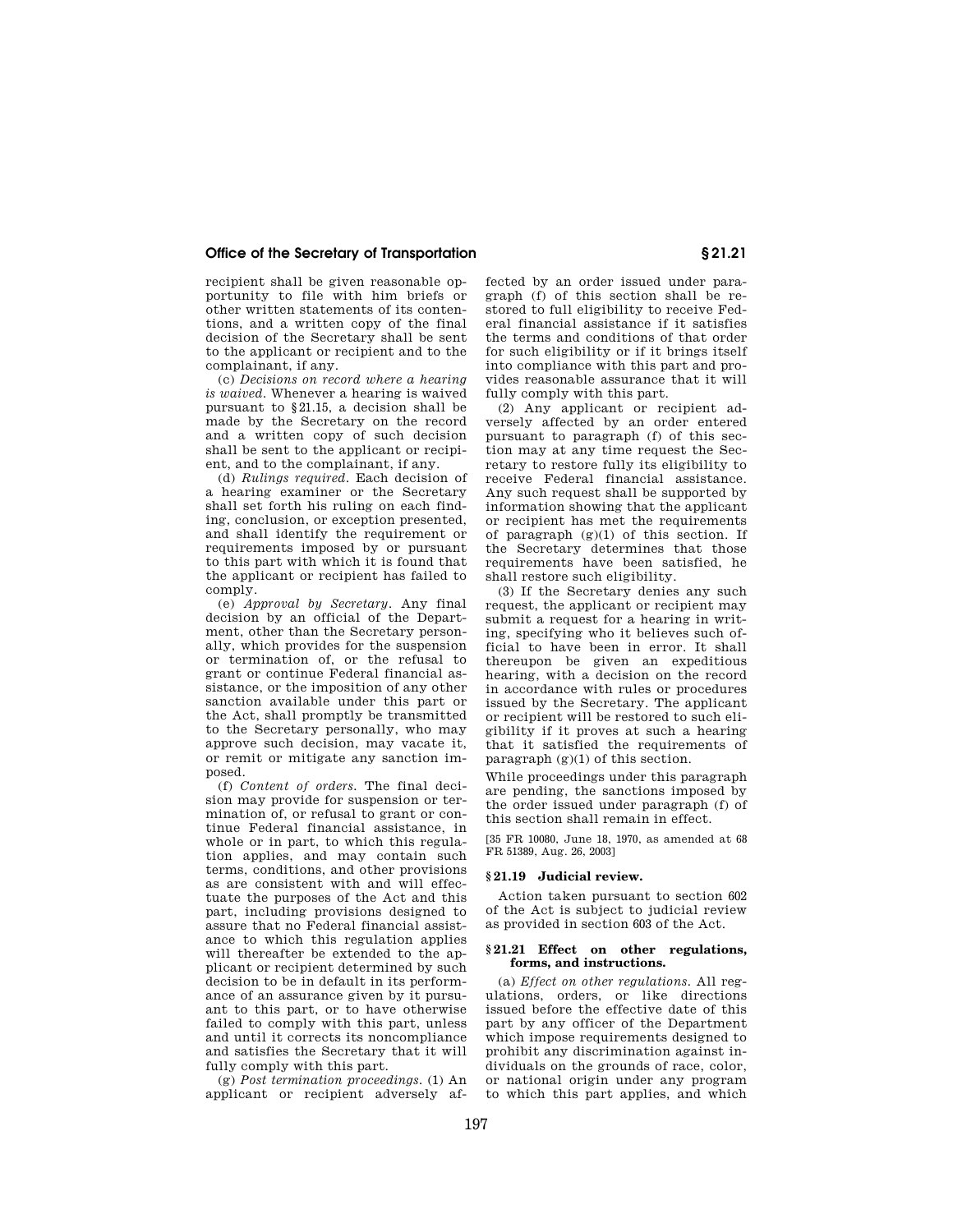recipient shall be given reasonable opportunity to file with him briefs or other written statements of its contentions, and a written copy of the final decision of the Secretary shall be sent to the applicant or recipient and to the complainant, if any.

(c) *Decisions on record where a hearing is waived.* Whenever a hearing is waived pursuant to §21.15, a decision shall be made by the Secretary on the record and a written copy of such decision shall be sent to the applicant or recipient, and to the complainant, if any.

(d) *Rulings required.* Each decision of a hearing examiner or the Secretary shall set forth his ruling on each finding, conclusion, or exception presented, and shall identify the requirement or requirements imposed by or pursuant to this part with which it is found that the applicant or recipient has failed to comply.

(e) *Approval by Secretary.* Any final decision by an official of the Department, other than the Secretary personally, which provides for the suspension or termination of, or the refusal to grant or continue Federal financial assistance, or the imposition of any other sanction available under this part or the Act, shall promptly be transmitted to the Secretary personally, who may approve such decision, may vacate it, or remit or mitigate any sanction imposed.

(f) *Content of orders.* The final decision may provide for suspension or termination of, or refusal to grant or continue Federal financial assistance, in whole or in part, to which this regulation applies, and may contain such terms, conditions, and other provisions as are consistent with and will effectuate the purposes of the Act and this part, including provisions designed to assure that no Federal financial assistance to which this regulation applies will thereafter be extended to the applicant or recipient determined by such decision to be in default in its performance of an assurance given by it pursuant to this part, or to have otherwise failed to comply with this part, unless and until it corrects its noncompliance and satisfies the Secretary that it will fully comply with this part.

(g) *Post termination proceedings.* (1) An applicant or recipient adversely affected by an order issued under paragraph (f) of this section shall be restored to full eligibility to receive Federal financial assistance if it satisfies the terms and conditions of that order for such eligibility or if it brings itself into compliance with this part and provides reasonable assurance that it will fully comply with this part.

(2) Any applicant or recipient adversely affected by an order entered pursuant to paragraph (f) of this section may at any time request the Secretary to restore fully its eligibility to receive Federal financial assistance. Any such request shall be supported by information showing that the applicant or recipient has met the requirements of paragraph (g)(1) of this section. If the Secretary determines that those requirements have been satisfied, he shall restore such eligibility.

(3) If the Secretary denies any such request, the applicant or recipient may submit a request for a hearing in writing, specifying who it believes such official to have been in error. It shall thereupon be given an expeditious hearing, with a decision on the record in accordance with rules or procedures issued by the Secretary. The applicant or recipient will be restored to such eligibility if it proves at such a hearing that it satisfied the requirements of paragraph (g)(1) of this section.

While proceedings under this paragraph are pending, the sanctions imposed by the order issued under paragraph (f) of this section shall remain in effect.

[35 FR 10080, June 18, 1970, as amended at 68 FR 51389, Aug. 26, 2003]

### §21.19 Judicial review.

Action taken pursuant to section 602 of the Act is subject to judicial review as provided in section 603 of the Act.

### §21.21 Effect on other regulations, forms, and instructions.

(a) *Effect on other regulations.* All regulations, orders, or like directions issued before the effective date of this part by any officer of the Department which impose requirements designed to prohibit any discrimination against individuals on the grounds of race, color, or national origin under any program to which this part applies, and which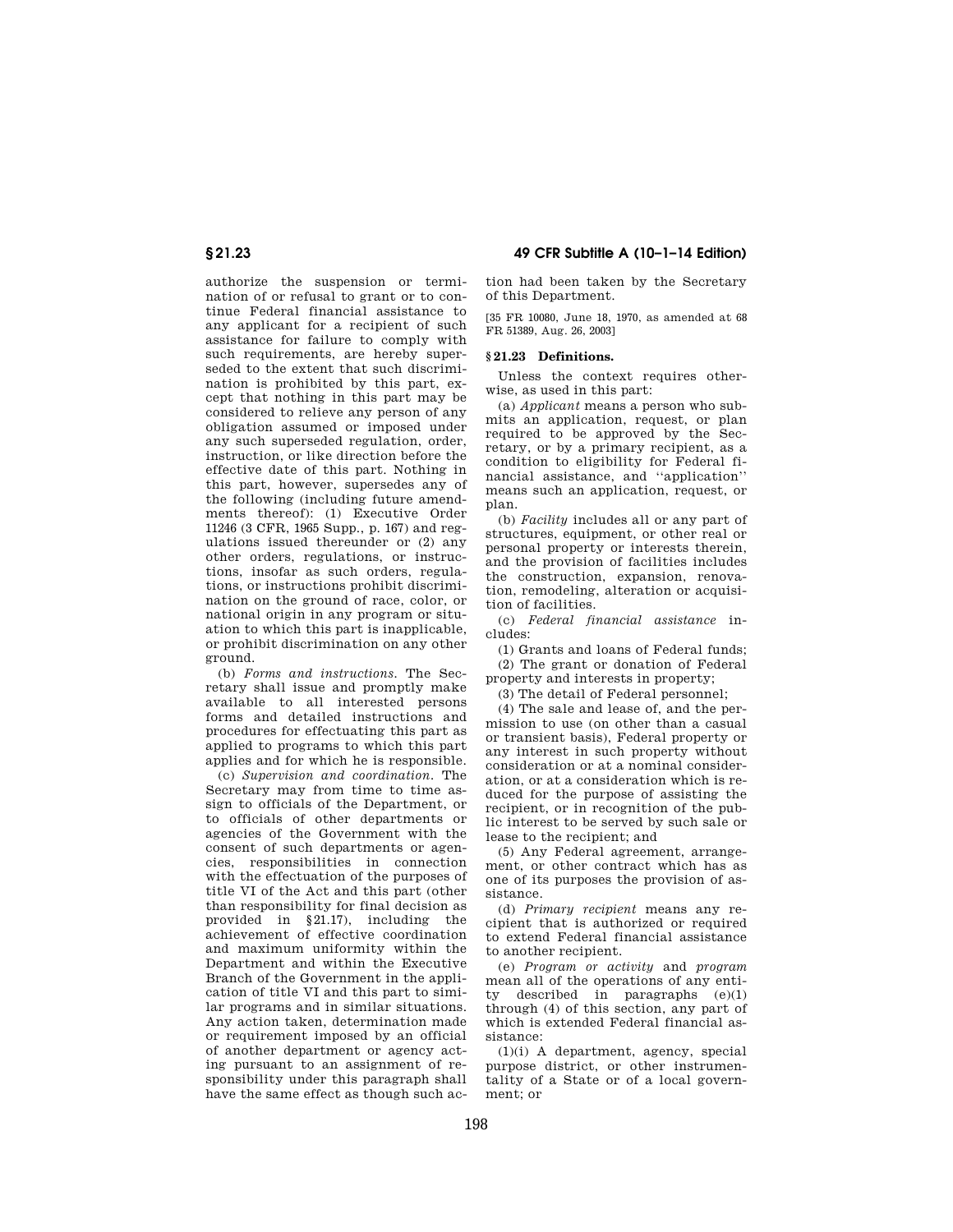authorize the suspension or termination of or refusal to grant or to continue Federal financial assistance to any applicant for a recipient of such assistance for failure to comply with such requirements, are hereby superseded to the extent that such discrimination is prohibited by this part, except that nothing in this part may be considered to relieve any person of any obligation assumed or imposed under any such superseded regulation, order, instruction, or like direction before the effective date of this part. Nothing in this part, however, supersedes any of the following (including future amendments thereof): (1) Executive Order 11246 (3 CFR, 1965 Supp., p. 167) and regulations issued thereunder or (2) any other orders, regulations, or instructions, insofar as such orders, regulations, or instructions prohibit discrimination on the ground of race, color, or national origin in any program or situation to which this part is inapplicable, or prohibit discrimination on any other ground.

(b) *Forms and instructions.* The Secretary shall issue and promptly make available to all interested persons forms and detailed instructions and procedures for effectuating this part as applied to programs to which this part applies and for which he is responsible.

(c) *Supervision and coordination.* The Secretary may from time to time assign to officials of the Department, or to officials of other departments or agencies of the Government with the consent of such departments or agencies, responsibilities in connection with the effectuation of the purposes of title VI of the Act and this part (other than responsibility for final decision as provided in §21.17), including the achievement of effective coordination and maximum uniformity within the Department and within the Executive Branch of the Government in the application of title VI and this part to similar programs and in similar situations. Any action taken, determination made or requirement imposed by an official of another department or agency acting pursuant to an assignment of responsibility under this paragraph shall have the same effect as though such action had been taken by the Secretary of this Department.

[35 FR 10080, June 18, 1970, as amended at 68 FR 51389, Aug. 26, 2003]

### §21.23 Definitions.

Unless the context requires otherwise, as used in this part:

(a) *Applicant* means a person who submits an application, request, or plan required to be approved by the Secretary, or by a primary recipient, as a condition to eligibility for Federal financial assistance, and ''application'' means such an application, request, or plan.

(b) *Facility* includes all or any part of structures, equipment, or other real or personal property or interests therein, and the provision of facilities includes the construction, expansion, renovation, remodeling, alteration or acquisition of facilities.

(c) *Federal financial assistance* includes:

(1) Grants and loans of Federal funds;

(2) The grant or donation of Federal property and interests in property;

(3) The detail of Federal personnel;

(4) The sale and lease of, and the permission to use (on other than a casual or transient basis), Federal property or any interest in such property without consideration or at a nominal consideration, or at a consideration which is reduced for the purpose of assisting the recipient, or in recognition of the public interest to be served by such sale or lease to the recipient; and

(5) Any Federal agreement, arrangement, or other contract which has as one of its purposes the provision of assistance.

(d) *Primary recipient* means any recipient that is authorized or required to extend Federal financial assistance to another recipient.

(e) *Program or activity* and *program* mean all of the operations of any entity described in paragraphs (e)(1) through (4) of this section, any part of which is extended Federal financial assistance:

(1)(i) A department, agency, special purpose district, or other instrumentality of a State or of a local government; or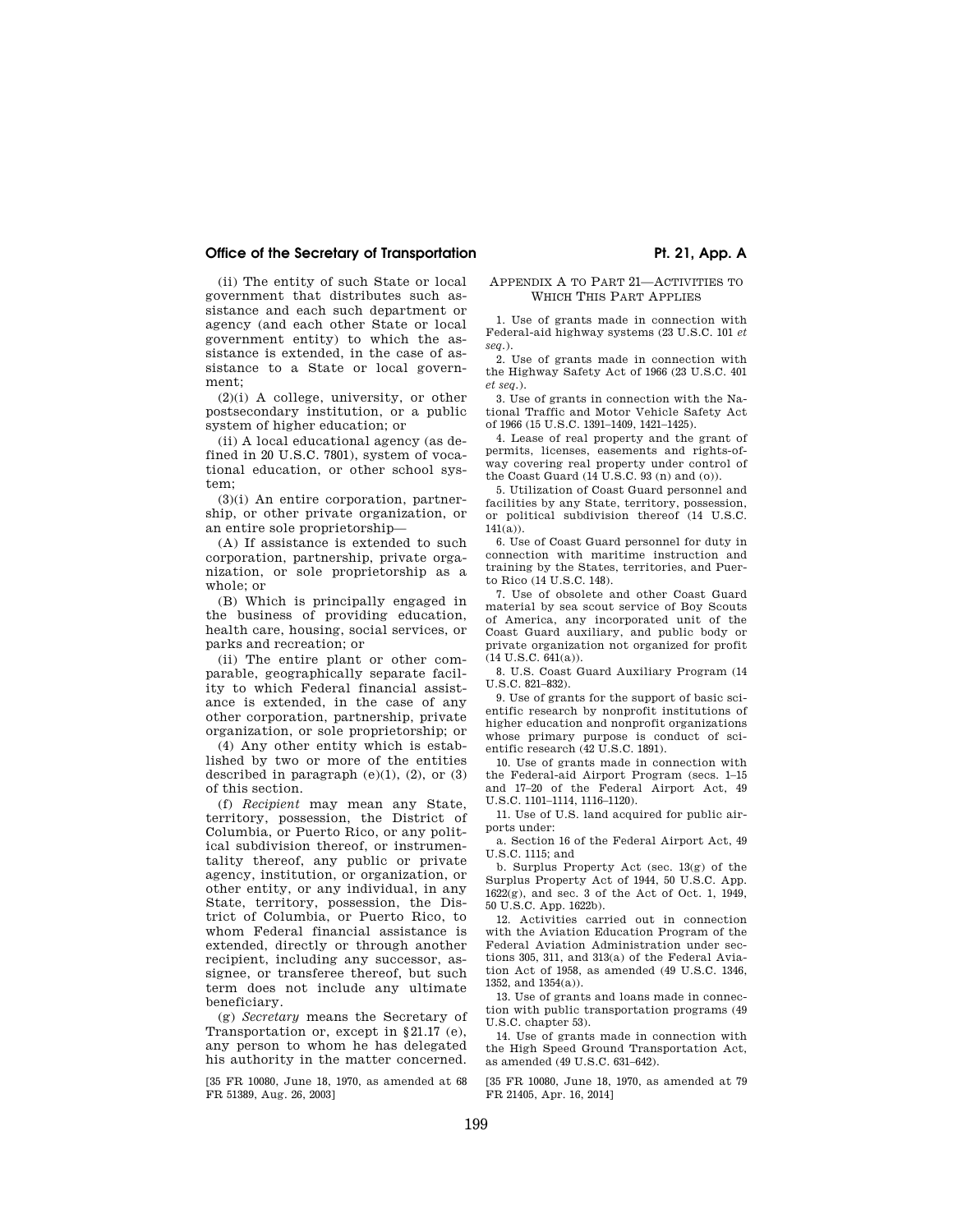(ii) The entity of such State or local government that distributes such assistance and each such department or agency (and each other State or local government entity) to which the assistance is extended, in the case of assistance to a State or local government;

(2)(i) A college, university, or other postsecondary institution, or a public system of higher education; or

(ii) A local educational agency (as defined in 20 U.S.C. 7801), system of vocational education, or other school system;

(3)(i) An entire corporation, partnership, or other private organization, or an entire sole proprietorship—

(A) If assistance is extended to such corporation, partnership, private organization, or sole proprietorship as a whole; or

(B) Which is principally engaged in the business of providing education, health care, housing, social services, or parks and recreation; or

(ii) The entire plant or other comparable, geographically separate facility to which Federal financial assistance is extended, in the case of any other corporation, partnership, private organization, or sole proprietorship; or

(4) Any other entity which is established by two or more of the entities described in paragraph (e)(1), (2), or (3) of this section.

(f) *Recipient* may mean any State, territory, possession, the District of Columbia, or Puerto Rico, or any political subdivision thereof, or instrumentality thereof, any public or private agency, institution, or organization, or other entity, or any individual, in any State, territory, possession, the District of Columbia, or Puerto Rico, to whom Federal financial assistance is extended, directly or through another recipient, including any successor, assignee, or transferee thereof, but such term does not include any ultimate beneficiary.

(g) *Secretary* means the Secretary of Transportation or, except in §21.17 (e), any person to whom he has delegated his authority in the matter concerned.

[35 FR 10080, June 18, 1970, as amended at 68 FR 51389, Aug. 26, 2003]

## APPENDIX A TO PART 21—ACTIVITIES TO WHICH THIS PART APPLIES

1. Use of grants made in connection with Federal-aid highway systems (23 U.S.C. 101 *et seq.*).

2. Use of grants made in connection with the Highway Safety Act of 1966 (23 U.S.C. 401 *et seq.*).

3. Use of grants in connection with the National Traffic and Motor Vehicle Safety Act of 1966 (15 U.S.C. 1391–1409, 1421–1425).

4. Lease of real property and the grant of permits, licenses, easements and rights-of-way covering real property under control of the Coast Guard (14 U.S.C. 93 (n) and (o)).

5. Utilization of Coast Guard personnel and facilities by any State, territory, possession, or political subdivision thereof (14 U.S.C. 141(a)).

6. Use of Coast Guard personnel for duty in connection with maritime instruction and training by the States, territories, and Puerto Rico (14 U.S.C. 148).

7. Use of obsolete and other Coast Guard material by sea scout service of Boy Scouts of America, any incorporated unit of the Coast Guard auxiliary, and public body or private organization not organized for profit (14 U.S.C. 641(a)).

8. U.S. Coast Guard Auxiliary Program (14 U.S.C. 821–832).

9. Use of grants for the support of basic scientific research by nonprofit institutions of higher education and nonprofit organizations whose primary purpose is conduct of scientific research (42 U.S.C. 1891).

10. Use of grants made in connection with the Federal-aid Airport Program (secs. 1–15 and 17–20 of the Federal Airport Act, 49 U.S.C. 1101–1114, 1116–1120).

11. Use of U.S. land acquired for public airports under:

a. Section 16 of the Federal Airport Act, 49 U.S.C. 1115; and

b. Surplus Property Act (sec. 13(g) of the Surplus Property Act of 1944, 50 U.S.C. App. 1622(g), and sec. 3 of the Act of Oct. 1, 1949, 50 U.S.C. App. 1622b).

12. Activities carried out in connection with the Aviation Education Program of the Federal Aviation Administration under sections 305, 311, and 313(a) of the Federal Aviation Act of 1958, as amended (49 U.S.C. 1346, 1352, and 1354(a)).

13. Use of grants and loans made in connection with public transportation programs (49 U.S.C. chapter 53).

14. Use of grants made in connection with the High Speed Ground Transportation Act, as amended (49 U.S.C. 631–642).

[35 FR 10080, June 18, 1970, as amended at 79 FR 21405, Apr. 16, 2014]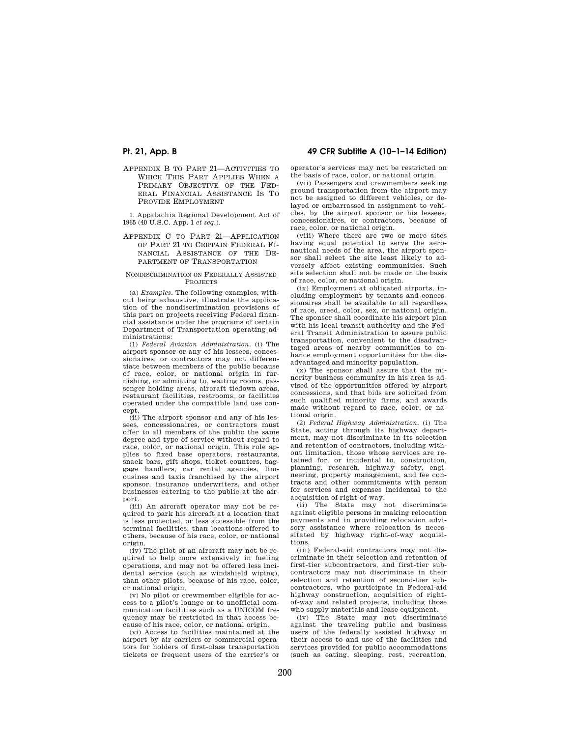## APPENDIX B TO PART 21—ACTIVITIES TO WHICH THIS PART APPLIES WHEN A PRIMARY OBJECTIVE OF THE FEDERAL FINANCIAL ASSISTANCE IS TO PROVIDE EMPLOYMENT

1. Appalachia Regional Development Act of 1965 (40 U.S.C. App. 1 *et seq.*).

## APPENDIX C TO PART 21—APPLICATION OF PART 21 TO CERTAIN FEDERAL FINANCIAL ASSISTANCE OF THE DEPARTMENT OF TRANSPORTATION

### NONDISCRIMINATION ON FEDERALLY ASSISTED PROJECTS

(a) *Examples.* The following examples, without being exhaustive, illustrate the application of the nondiscrimination provisions of this part on projects receiving Federal financial assistance under the programs of certain Department of Transportation operating administrations:

(1) *Federal Aviation Administration.* (i) The airport sponsor or any of his lessees, concessionaires, or contractors may not differentiate between members of the public because of race, color, or national origin in furnishing, or admitting to, waiting rooms, passenger holding areas, aircraft tiedown areas, restaurant facilities, restrooms, or facilities operated under the compatible land use concept.

(ii) The airport sponsor and any of his lessees, concessionaires, or contractors must offer to all members of the public the same degree and type of service without regard to race, color, or national origin. This rule applies to fixed base operators, restaurants, snack bars, gift shops, ticket counters, baggage handlers, car rental agencies, limousines and taxis franchised by the airport sponsor, insurance underwriters, and other businesses catering to the public at the airport.

(iii) An aircraft operator may not be required to park his aircraft at a location that is less protected, or less accessible from the terminal facilities, than locations offered to others, because of his race, color, or national origin.

(iv) The pilot of an aircraft may not be required to help more extensively in fueling operations, and may not be offered less incidental service (such as windshield wiping), than other pilots, because of his race, color, or national origin.

(v) No pilot or crewmember eligible for access to a pilot's lounge or to unofficial communication facilities such as a UNICOM frequency may be restricted in that access because of his race, color, or national origin.

(vi) Access to facilities maintained at the airport by air carriers or commercial operators for holders of first-class transportation tickets or frequent users of the carrier's or operator's services may not be restricted on the basis of race, color, or national origin.

(vii) Passengers and crewmembers seeking ground transportation from the airport may not be assigned to different vehicles, or delayed or embarrassed in assignment to vehicles, by the airport sponsor or his lessees, concessionaires, or contractors, because of race, color, or national origin.

(viii) Where there are two or more sites having equal potential to serve the aeronautical needs of the area, the airport sponsor shall select the site least likely to adversely affect existing communities. Such site selection shall not be made on the basis of race, color, or national origin.

(ix) Employment at obligated airports, including employment by tenants and concessionaires shall be available to all regardless of race, creed, color, sex, or national origin. The sponsor shall coordinate his airport plan with his local transit authority and the Federal Transit Administration to assure public transportation, convenient to the disadvantaged areas of nearby communities to enhance employment opportunities for the disadvantaged and minority population.

(x) The sponsor shall assure that the minority business community in his area is advised of the opportunities offered by airport concessions, and that bids are solicited from such qualified minority firms, and awards made without regard to race, color, or national origin.

(2) *Federal Highway Administration.* (i) The State, acting through its highway department, may not discriminate in its selection and retention of contractors, including without limitation, those whose services are retained for, or incidental to, construction, planning, research, highway safety, engineering, property management, and fee contracts and other commitments with person for services and expenses incidental to the acquisition of right-of-way.

(ii) The State may not discriminate against eligible persons in making relocation payments and in providing relocation advisory assistance where relocation is necessitated by highway right-of-way acquisitions.

(iii) Federal-aid contractors may not discriminate in their selection and retention of first-tier subcontractors, and first-tier subcontractors may not discriminate in their selection and retention of second-tier subcontractors, who participate in Federal-aid highway construction, acquisition of right-of-way and related projects, including those who supply materials and lease equipment.

(iv) The State may not discriminate against the traveling public and business users of the federally assisted highway in their access to and use of the facilities and services provided for public accommodations (such as eating, sleeping, rest, recreation,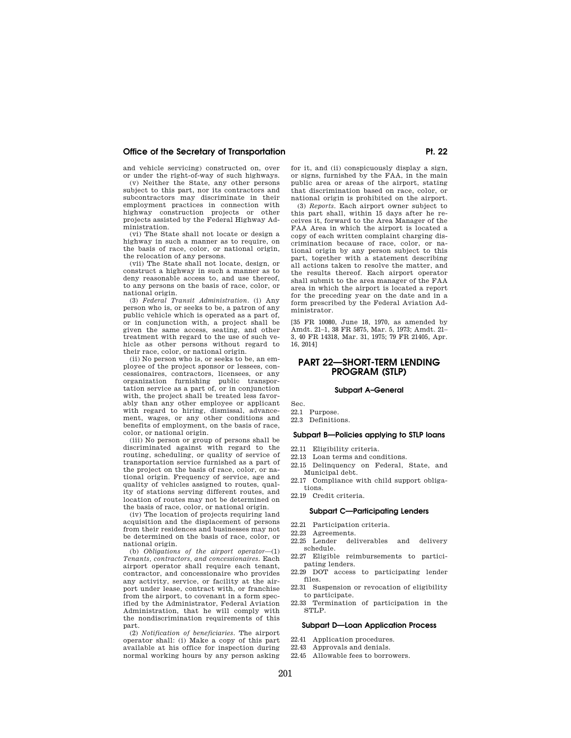and vehicle servicing) constructed on, over or under the right-of-way of such highways.

(v) Neither the State, any other persons subject to this part, nor its contractors and subcontractors may discriminate in their employment practices in connection with highway construction projects or other projects assisted by the Federal Highway Administration.

(vi) The State shall not locate or design a highway in such a manner as to require, on the basis of race, color, or national origin, the relocation of any persons.

(vii) The State shall not locate, design, or construct a highway in such a manner as to deny reasonable access to, and use thereof, to any persons on the basis of race, color, or national origin.

(3) *Federal Transit Administration.* (i) Any person who is, or seeks to be, a patron of any public vehicle which is operated as a part of, or in conjunction with, a project shall be given the same access, seating, and other treatment with regard to the use of such vehicle as other persons without regard to their race, color, or national origin.

(ii) No person who is, or seeks to be, an employee of the project sponsor or lessees, concessionaires, contractors, licensees, or any organization furnishing public transportation service as a part of, or in conjunction with, the project shall be treated less favorably than any other employee or applicant with regard to hiring, dismissal, advancement, wages, or any other conditions and benefits of employment, on the basis of race, color, or national origin.

(iii) No person or group of persons shall be discriminated against with regard to the routing, scheduling, or quality of service of transportation service furnished as a part of the project on the basis of race, color, or national origin. Frequency of service, age and quality of vehicles assigned to routes, quality of stations serving different routes, and location of routes may not be determined on the basis of race, color, or national origin.

(iv) The location of projects requiring land acquisition and the displacement of persons from their residences and businesses may not be determined on the basis of race, color, or national origin.

(b) *Obligations of the airport operator*—(1) *Tenants, contractors, and concessionaires.* Each airport operator shall require each tenant, contractor, and concessionaire who provides any activity, service, or facility at the airport under lease, contract with, or franchise from the airport, to covenant in a form specified by the Administrator, Federal Aviation Administration, that he will comply with the nondiscrimination requirements of this part.

(2) *Notification of beneficiaries.* The airport operator shall: (i) Make a copy of this part available at his office for inspection during normal working hours by any person asking for it, and (ii) conspicuously display a sign, or signs, furnished by the FAA, in the main public area or areas of the airport, stating that discrimination based on race, color, or national origin is prohibited on the airport.

(3) *Reports.* Each airport owner subject to this part shall, within 15 days after he receives it, forward to the Area Manager of the FAA Area in which the airport is located a copy of each written complaint charging discrimination because of race, color, or national origin by any person subject to this part, together with a statement describing all actions taken to resolve the matter, and the results thereof. Each airport operator shall submit to the area manager of the FAA area in which the airport is located a report for the preceding year on the date and in a form prescribed by the Federal Aviation Administrator.

[35 FR 10080, June 18, 1970, as amended by Amdt. 21–1, 38 FR 5875, Mar. 5, 1973; Amdt. 21–3, 40 FR 14318, Mar. 31, 1975; 79 FR 21405, Apr. 16, 2014]

# PART 22—SHORT-TERM LENDING PROGRAM (STLP)

### Subpart A–General

Sec.
22.1 Purpose.
22.3 Definitions.

### Subpart B—Policies applying to STLP loans

22.11 Eligibility criteria.
22.13 Loan terms and conditions.
22.15 Delinquency on Federal, State, and Municipal debt.
22.17 Compliance with child support obligations.
22.19 Credit criteria.

### Subpart C—Participating Lenders

22.21 Participation criteria.
22.23 Agreements.
22.25 Lender deliverables and delivery schedule.
22.27 Eligible reimbursements to participating lenders.
22.29 DOT access to participating lender files.
22.31 Suspension or revocation of eligibility to participate.
22.33 Termination of participation in the STLP.

### Subpart D—Loan Application Process

22.41 Application procedures.
22.43 Approvals and denials.
22.45 Allowable fees to borrowers.